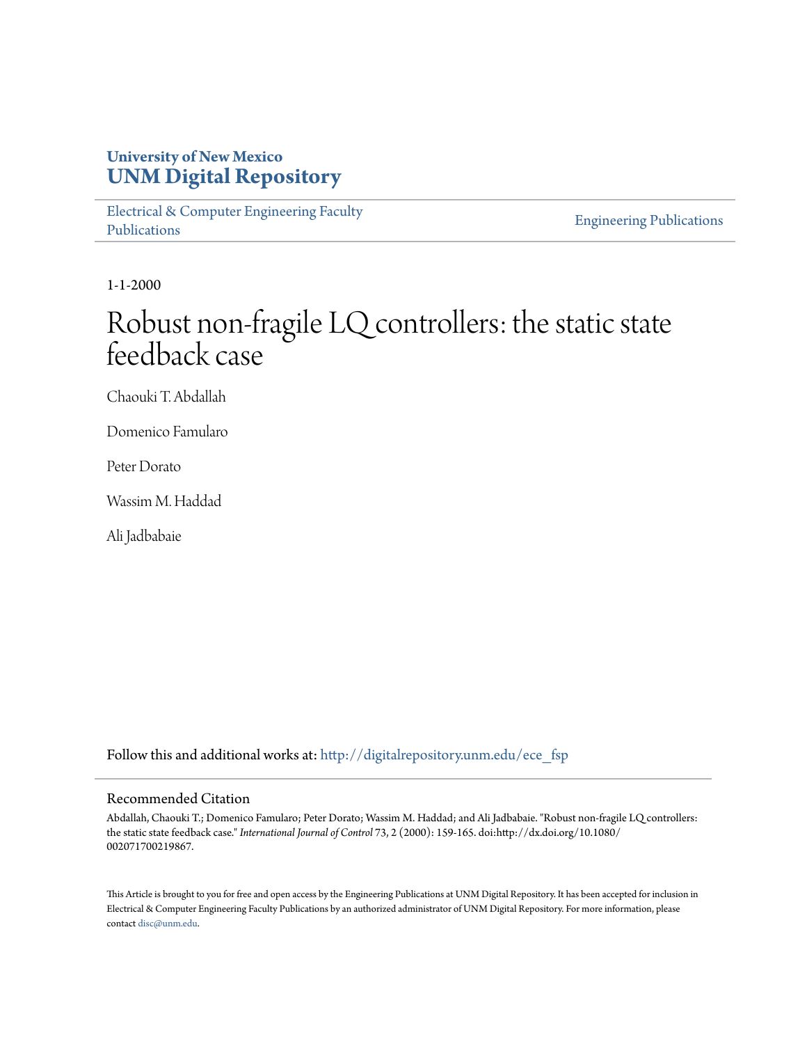**University of New Mexico**
**UNM Digital Repository**

Electrical & Computer Engineering Faculty Publications

Engineering Publications

1-1-2000

# Robust non-fragile LQ controllers: the static state feedback case

Chaouki T. Abdallah

Domenico Famularo

Peter Dorato

Wassim M. Haddad

Ali Jadbabaie

Follow this and additional works at: http://digitalrepository.unm.edu/ece_fsp

## Recommended Citation

Abdallah, Chaouki T.; Domenico Famularo; Peter Dorato; Wassim M. Haddad; and Ali Jadbabaie. "Robust non-fragile LQ controllers: the static state feedback case." *International Journal of Control* 73, 2 (2000): 159-165. doi:http://dx.doi.org/10.1080/002071700219867.

This Article is brought to you for free and open access by the Engineering Publications at UNM Digital Repository. It has been accepted for inclusion in Electrical & Computer Engineering Faculty Publications by an authorized administrator of UNM Digital Repository. For more information, please contact disc@unm.edu.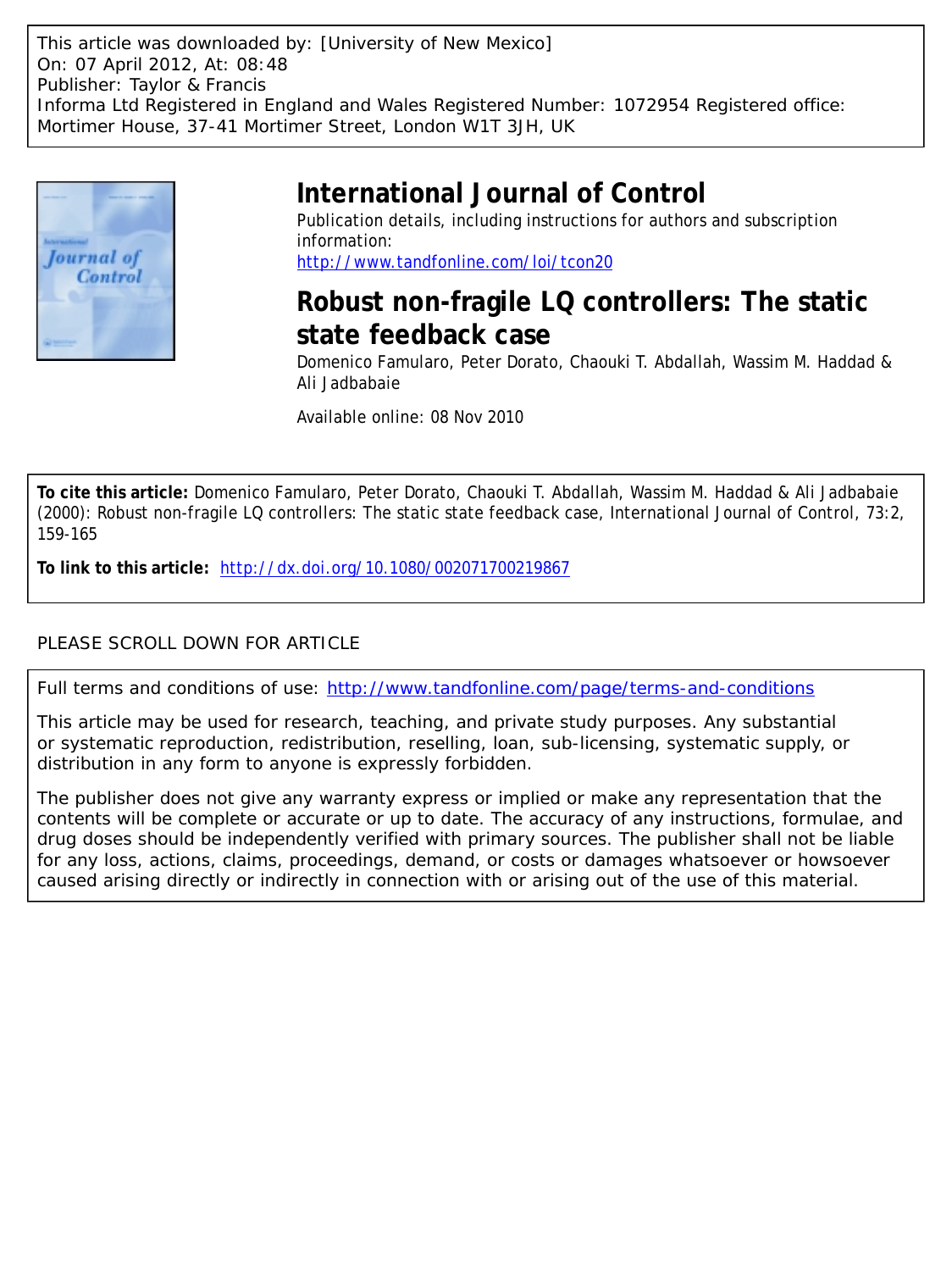This article was downloaded by: [University of New Mexico]
On: 07 April 2012, At: 08:48
Publisher: Taylor & Francis
Informa Ltd Registered in England and Wales Registered Number: 1072954 Registered office: Mortimer House, 37-41 Mortimer Street, London W1T 3JH, UK

# International Journal of Control

Publication details, including instructions for authors and subscription information:
http://www.tandfonline.com/loi/tcon20

## Robust non-fragile LQ controllers: The static state feedback case

Domenico Famularo, Peter Dorato, Chaouki T. Abdallah, Wassim M. Haddad & Ali Jadbabaie

Available online: 08 Nov 2010

**To cite this article:** Domenico Famularo, Peter Dorato, Chaouki T. Abdallah, Wassim M. Haddad & Ali Jadbabaie (2000): Robust non-fragile LQ controllers: The static state feedback case, International Journal of Control, 73:2, 159-165

**To link to this article:** http://dx.doi.org/10.1080/002071700219867

PLEASE SCROLL DOWN FOR ARTICLE

Full terms and conditions of use: http://www.tandfonline.com/page/terms-and-conditions

This article may be used for research, teaching, and private study purposes. Any substantial or systematic reproduction, redistribution, reselling, loan, sub-licensing, systematic supply, or distribution in any form to anyone is expressly forbidden.

The publisher does not give any warranty express or implied or make any representation that the contents will be complete or accurate or up to date. The accuracy of any instructions, formulae, and drug doses should be independently verified with primary sources. The publisher shall not be liable for any loss, actions, claims, proceedings, demand, or costs or damages whatsoever or howsoever caused arising directly or indirectly in connection with or arising out of the use of this material.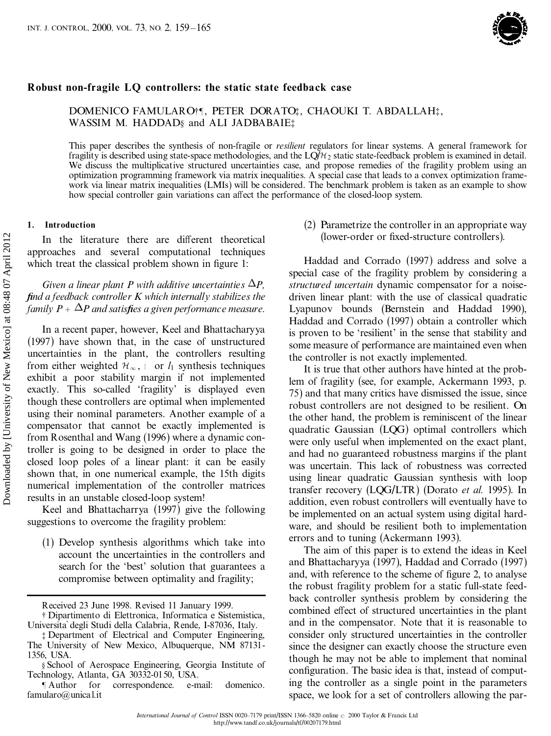**Robust non-fragile LQ controllers: the static state feedback case**

DOMENICO FAMULARO†¶, PETER DORATO‡, CHAOUKI T. ABDALLAH‡, WASSIM M. HADDAD§ and ALI JADBABAIE‡

This paper describes the synthesis of non-fragile or *resilient* regulators for linear systems. A general framework for fragility is described using state-space methodologies, and the LQ/$\mathcal{H}_2$ static state-feedback problem is examined in detail. We discuss the multiplicative structured uncertainties case, and propose remedies of the fragility problem using an optimization programming framework via matrix inequalities. A special case that leads to a convex optimization framework via linear matrix inequalities (LMIs) will be considered. The benchmark problem is taken as an example to show how special controller gain variations can affect the performance of the closed-loop system.

## 1. Introduction

In the literature there are different theoretical approaches and several computational techniques which treat the classical problem shown in figure 1:

*Given a linear plant P with additive uncertainties $\Delta P$, find a feedback controller K which internally stabilizes the family $P + \Delta P$ and satisfies a given performance measure.*

In a recent paper, however, Keel and Bhattacharyya (1997) have shown that, in the case of unstructured uncertainties in the plant, the controllers resulting from either weighted $\mathcal{H}_\infty$, $\mu$ or $l_1$ synthesis techniques exhibit a poor stability margin if not implemented exactly. This so-called 'fragility' is displayed even though these controllers are optimal when implemented using their nominal parameters. Another example of a compensator that cannot be exactly implemented is from Rosenthal and Wang (1996) where a dynamic controller is going to be designed in order to place the closed loop poles of a linear plant: it can be easily shown that, in one numerical example, the 15th digits numerical implementation of the controller matrices results in an unstable closed-loop system!

Keel and Bhattacharrya (1997) give the following suggestions to overcome the fragility problem:

(1) Develop synthesis algorithms which take into account the uncertainties in the controllers and search for the 'best' solution that guarantees a compromise between optimality and fragility;

(2) Parametrize the controller in an appropriate way (lower-order or fixed-structure controllers).

Haddad and Corrado (1997) address and solve a special case of the fragility problem by considering a *structured uncertain* dynamic compensator for a noise-driven linear plant: with the use of classical quadratic Lyapunov bounds (Bernstein and Haddad 1990), Haddad and Corrado (1997) obtain a controller which is proven to be 'resilient' in the sense that stability and some measure of performance are maintained even when the controller is not exactly implemented.

It is true that other authors have hinted at the problem of fragility (see, for example, Ackermann 1993, p. 75) and that many critics have dismissed the issue, since robust controllers are not designed to be resilient. On the other hand, the problem is reminiscent of the linear quadratic Gaussian (LQG) optimal controllers which were only useful when implemented on the exact plant, and had no guaranteed robustness margins if the plant was uncertain. This lack of robustness was corrected using linear quadratic Gaussian synthesis with loop transfer recovery (LQG/LTR) (Dorato *et al.* 1995). In addition, even robust controllers will eventually have to be implemented on an actual system using digital hardware, and should be resilient both to implementation errors and to tuning (Ackermann 1993).

The aim of this paper is to extend the ideas in Keel and Bhattacharyya (1997), Haddad and Corrado (1997) and, with reference to the scheme of figure 2, to analyse the robust fragility problem for a static full-state feedback controller synthesis problem by considering the combined effect of structured uncertainties in the plant and in the compensator. Note that it is reasonable to consider only structured uncertainties in the controller since the designer can exactly choose the structure even though he may not be able to implement that nominal configuration. The basic idea is that, instead of computing the controller as a single point in the parameters space, we look for a set of controllers allowing the par-

Received 23 June 1998. Revised 11 January 1999.

† Dipartimento di Elettronica, Informatica e Sistemistica, Università degli Studi della Calabria, Rende, I-87036, Italy.

‡ Department of Electrical and Computer Engineering, The University of New Mexico, Albuquerque, NM 87131-1356, USA.

§ School of Aerospace Engineering, Georgia Institute of Technology, Atlanta, GA 30332-0150, USA.

¶ Author for correspondence. e-mail: domenico.famularo@unical.it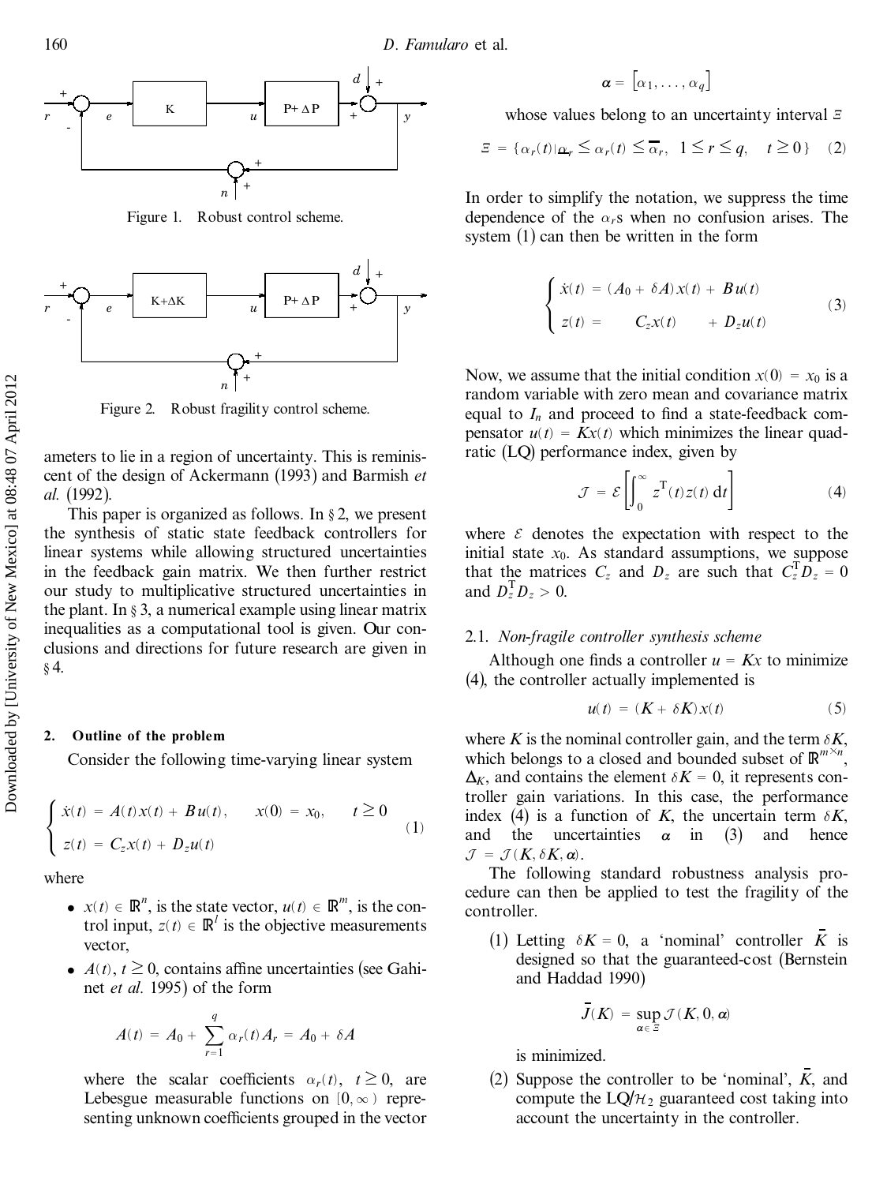Figure 1. Robust control scheme.

Figure 2. Robust fragility control scheme.

ameters to lie in a region of uncertainty. This is reminiscent of the design of Ackermann (1993) and Barmish *et al.* (1992).

This paper is organized as follows. In § 2, we present the synthesis of static state feedback controllers for linear systems while allowing structured uncertainties in the feedback gain matrix. We then further restrict our study to multiplicative structured uncertainties in the plant. In § 3, a numerical example using linear matrix inequalities as a computational tool is given. Our conclusions and directions for future research are given in § 4.

## 2. Outline of the problem

Consider the following time-varying linear system

$$\begin{cases} \dot{x}(t) = A(t)x(t) + Bu(t), \qquad x(0) = x_0, \qquad t \geq 0 \\ z(t) = C_z x(t) + D_z u(t) \end{cases} \tag{1}$$

where

- $x(t) \in \mathbb{R}^n$, is the state vector, $u(t) \in \mathbb{R}^m$, is the control input, $z(t) \in \mathbb{R}^l$ is the objective measurements vector,
- $A(t)$, $t \geq 0$, contains affine uncertainties (see Gahinet *et al.* 1995) of the form

$$A(t) = A_0 + \sum_{r=1}^{q} \alpha_r(t) A_r = A_0 + \delta A$$

where the scalar coefficients $\alpha_r(t)$, $t \geq 0$, are Lebesgue measurable functions on $[0, \infty)$ representing unknown coefficients grouped in the vector

$$\boldsymbol{\alpha} = [\alpha_1, \ldots, \alpha_q]$$

whose values belong to an uncertainty interval $\Xi$

$$\Xi = \{\alpha_r(t) | \underline{\alpha}_r \leq \alpha_r(t) \leq \overline{\alpha}_r, \quad 1 \leq r \leq q, \quad t \geq 0\} \tag{2}$$

In order to simplify the notation, we suppress the time dependence of the $\alpha_r$s when no confusion arises. The system (1) can then be written in the form

$$\begin{cases} \dot{x}(t) = (A_0 + \delta A)x(t) + Bu(t) \\ z(t) = \qquad C_z x(t) \qquad + D_z u(t) \end{cases} \tag{3}$$

Now, we assume that the initial condition $x(0) = x_0$ is a random variable with zero mean and covariance matrix equal to $I_n$ and proceed to find a state-feedback compensator $u(t) = Kx(t)$ which minimizes the linear quadratic (LQ) performance index, given by

$$\mathcal{J} = \mathcal{E}\left[\int_0^{\infty} z^{\mathrm{T}}(t) z(t)\,\mathrm{d}t\right] \tag{4}$$

where $\mathcal{E}$ denotes the expectation with respect to the initial state $x_0$. As standard assumptions, we suppose that the matrices $C_z$ and $D_z$ are such that $C_z^{\mathrm{T}} D_z = 0$ and $D_z^{\mathrm{T}} D_z > 0$.

### 2.1. *Non-fragile controller synthesis scheme*

Although one finds a controller $u = Kx$ to minimize (4), the controller actually implemented is

$$u(t) = (K + \delta K)x(t) \tag{5}$$

where $K$ is the nominal controller gain, and the term $\delta K$, which belongs to a closed and bounded subset of $\mathbb{R}^{m \times n}$, $\Delta_K$, and contains the element $\delta K = 0$, it represents controller gain variations. In this case, the performance index (4) is a function of $K$, the uncertain term $\delta K$, and the uncertainties $\boldsymbol{\alpha}$ in (3) and hence $\mathcal{J} = \mathcal{J}(K, \delta K, \boldsymbol{\alpha})$.

The following standard robustness analysis procedure can then be applied to test the fragility of the controller.

(1) Letting $\delta K = 0$, a 'nominal' controller $\bar{K}$ is designed so that the guaranteed-cost (Bernstein and Haddad 1990)

$$\bar{J}(K) = \sup_{\boldsymbol{\alpha} \in \Xi} \mathcal{J}(K, 0, \boldsymbol{\alpha})$$

is minimized.

(2) Suppose the controller to be 'nominal', $\bar{K}$, and compute the LQ/$\mathcal{H}_2$ guaranteed cost taking into account the uncertainty in the controller.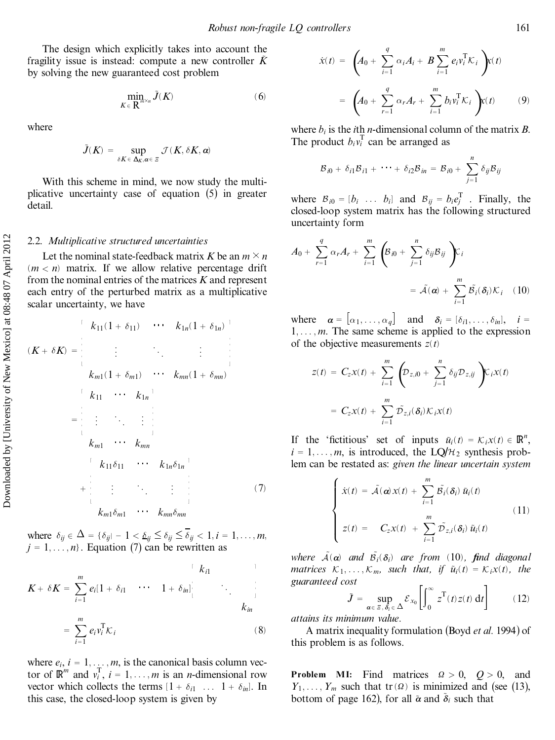The design which explicitly takes into account the fragility issue is instead: compute a new controller $\tilde{K}$ by solving the new guaranteed cost problem

$$\min_{K \in \mathbb{R}^{m \times n}} \tilde{J}(K) \tag{6}$$

where

$$\tilde{J}(K) = \sup_{\delta K \in \Delta_K, \boldsymbol{\alpha} \in \Xi} \mathcal{J}(K, \delta K, \boldsymbol{\alpha})$$

With this scheme in mind, we now study the multiplicative uncertainty case of equation (5) in greater detail.

### 2.2. *Multiplicative structured uncertainties*

Let the nominal state-feedback matrix $K$ be an $m \times n$ $(m < n)$ matrix. If we allow relative percentage drift from the nominal entries of the matrices $K$ and represent each entry of the perturbed matrix as a multiplicative scalar uncertainty, we have

$$
\begin{aligned}
(K + \delta K) &= \begin{bmatrix} k_{11}(1+\delta_{11}) & \cdots & k_{1n}(1+\delta_{1n}) \\ \vdots & \ddots & \vdots \\ k_{m1}(1+\delta_{m1}) & \cdots & k_{mn}(1+\delta_{mn}) \end{bmatrix} \\
&= \begin{bmatrix} k_{11} & \cdots & k_{1n} \\ \vdots & \ddots & \vdots \\ k_{m1} & \cdots & k_{mn} \end{bmatrix} \\
&\quad + \begin{bmatrix} k_{11}\delta_{11} & \cdots & k_{1n}\delta_{1n} \\ \vdots & \ddots & \vdots \\ k_{m1}\delta_{m1} & \cdots & k_{mn}\delta_{mn} \end{bmatrix}
\end{aligned} \tag{7}
$$

where $\delta_{ij} \in \Delta = \{\delta_{ij} | -1 < \underline{\delta}_{ij} \le \delta_{ij} \le \overline{\delta}_{ij} < 1, i = 1, \ldots, m, j = 1, \ldots, n\}$. Equation (7) can be rewritten as

$$
\begin{aligned}
K + \delta K &= \sum_{i=1}^{m} e_i [1+\delta_{i1} \quad \cdots \quad 1+\delta_{in}] \begin{bmatrix} k_{i1} & & \\ & \ddots & \\ & & k_{in} \end{bmatrix} \\
&= \sum_{i=1}^{m} e_i v_i^{\mathrm{T}} \mathcal{K}_i
\end{aligned} \tag{8}
$$

where $e_i$, $i = 1, \ldots, m$, is the canonical basis column vector of $\mathbb{R}^m$ and $v_i^{\mathrm{T}}$, $i = 1, \ldots, m$ is an $n$-dimensional row vector which collects the terms $[1+\delta_{i1} \ \ldots \ 1+\delta_{in}]$. In this case, the closed-loop system is given by

$$
\begin{aligned}
\dot{x}(t) &= \left( A_0 + \sum_{i=1}^{q} \alpha_i A_i + B \sum_{i=1}^{m} e_i v_i^{\mathrm{T}} \mathcal{K}_i \right) x(t) \\
&= \left( A_0 + \sum_{r=1}^{q} \alpha_r A_r + \sum_{i=1}^{m} b_i v_i^{\mathrm{T}} \mathcal{K}_i \right) x(t)
\end{aligned} \tag{9}
$$

where $b_i$ is the $i$th $n$-dimensional column of the matrix $B$. The product $b_i v_i^{\mathrm{T}}$ can be arranged as

$$\mathcal{B}_{i0} + \delta_{i1}\mathcal{B}_{i1} + \cdots + \delta_{i2}\mathcal{B}_{in} = \mathcal{B}_{i0} + \sum_{j=1}^{n} \delta_{ij}\mathcal{B}_{ij}$$

where $\mathcal{B}_{i0} = [b_i \ \ldots \ b_i]$ and $\mathcal{B}_{ij} = b_i e_j^{\mathrm{T}}$. Finally, the closed-loop system matrix has the following structured uncertainty form

$$
\begin{aligned}
A_0 + \sum_{r=1}^{q} \alpha_r A_r + \sum_{i=1}^{m} \left( \mathcal{B}_{i0} + \sum_{j=1}^{n} \delta_{ij} \mathcal{B}_{ij} \right) \mathcal{K}_i \\
= \tilde{\mathcal{A}}(\boldsymbol{\alpha}) + \sum_{i=1}^{m} \tilde{\mathcal{B}_i}(\boldsymbol{\delta}_i) \mathcal{K}_i
\end{aligned} \tag{10}
$$

where $\boldsymbol{\alpha} = [\alpha_1, \ldots, \alpha_q]$ and $\boldsymbol{\delta}_i = [\delta_{i1}, \ldots, \delta_{in}]$, $i = 1, \ldots, m$. The same scheme is applied to the expression of the objective measurements $z(t)$

$$
\begin{aligned}
z(t) &= C_z x(t) + \sum_{i=1}^{m} \left( \mathcal{D}_{z,i0} + \sum_{j=1}^{n} \delta_{ij} \mathcal{D}_{z,ij} \right) \mathcal{K}_i x(t) \\
&= C_z x(t) + \sum_{i=1}^{m} \tilde{\mathcal{D}}_{z,i}(\boldsymbol{\delta}_i) \mathcal{K}_i x(t)
\end{aligned}
$$

If the 'fictitious' set of inputs $\tilde{u}_i(t) = \mathcal{K}_i x(t) \in \mathbb{R}^n$, $i = 1, \ldots, m$, is introduced, the LQ/$\mathcal{H}_2$ synthesis problem can be restated as: *given the linear uncertain system*

$$
\begin{cases}
\dot{x}(t) = \tilde{\mathcal{A}}(\boldsymbol{\alpha}) x(t) + \displaystyle\sum_{i=1}^{m} \tilde{\mathcal{B}_i}(\boldsymbol{\delta}_i) \, \tilde{u}_i(t) \\
z(t) = \quad C_z x(t) \ + \displaystyle\sum_{i=1}^{m} \tilde{\mathcal{D}}_{z,i}(\boldsymbol{\delta}_i) \, \tilde{u}_i(t)
\end{cases} \tag{11}
$$

*where* $\tilde{\mathcal{A}}(\boldsymbol{\alpha})$ *and* $\tilde{\mathcal{B}_i}(\boldsymbol{\delta}_i)$ *are from* (10)*,* ***find*** *diagonal matrices* $\mathcal{K}_1, \ldots, \mathcal{K}_m$*, such that, if* $\tilde{u}_i(t) = \mathcal{K}_i x(t)$*, the guaranteed cost*

$$\tilde{J} = \sup_{\boldsymbol{\alpha} \in \Xi, \, \boldsymbol{\delta}_i \in \Delta} \mathcal{E}_{x_0} \left[ \int_0^\infty z^{\mathrm{T}}(t) z(t) \, \mathrm{d}t \right] \tag{12}$$

*attains its minimum value.*

A matrix inequality formulation (Boyd *et al.* 1994) of this problem is as follows.

**Problem MI:** Find matrices $\Omega > 0$, $Q > 0$, and $Y_1, \ldots, Y_m$ such that $\mathrm{tr}(\Omega)$ is minimized and (see (13), bottom of page 162), for all $\tilde{\boldsymbol{\alpha}}$ and $\tilde{\boldsymbol{\delta}}_i$ such that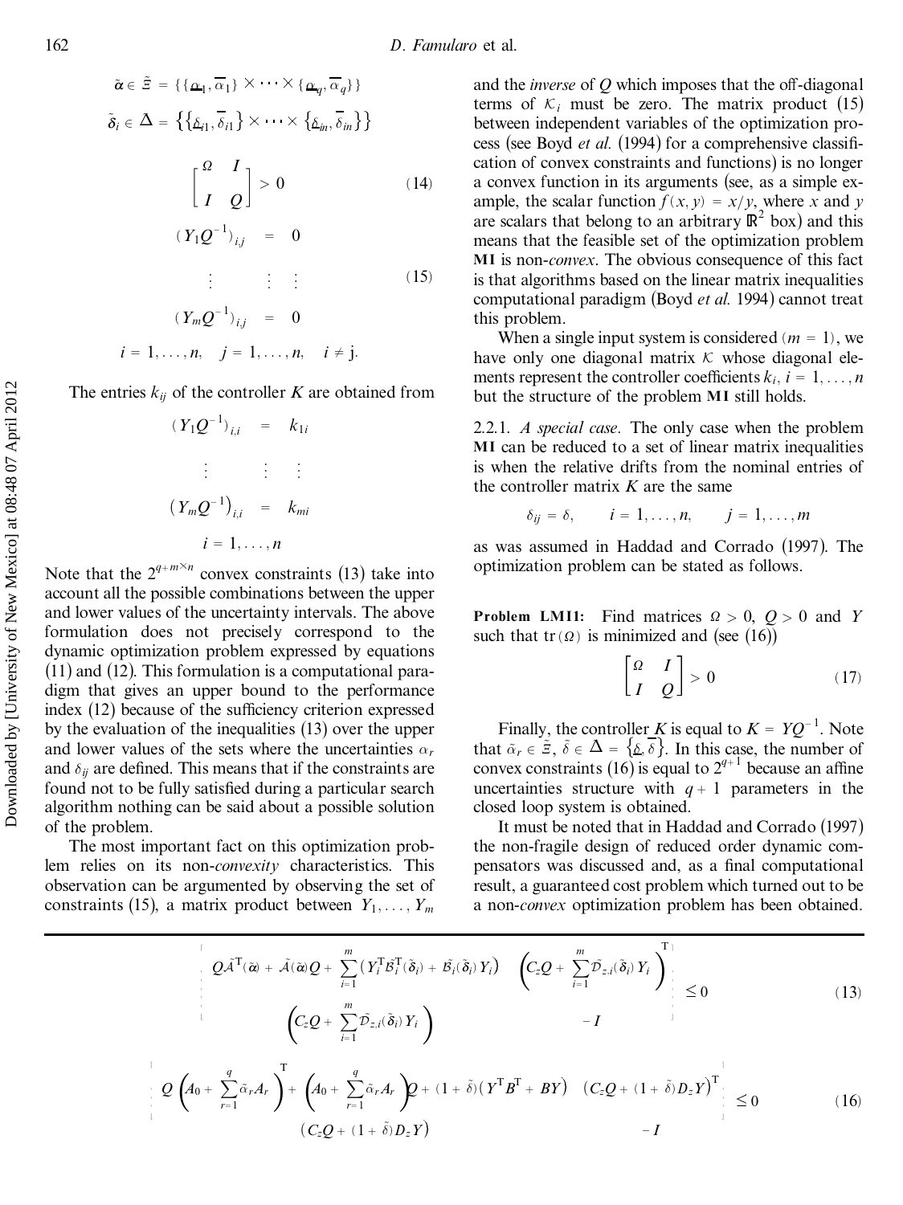$$\tilde{\alpha} \in \tilde{\Xi} = \{\{\underline{\alpha}_1, \overline{\alpha}_1\} \times \cdots \times \{\underline{\alpha}_q, \overline{\alpha}_q\}\}$$

$$\tilde{\delta}_i \in \Delta = \{\{\underline{\delta}_{i1}, \overline{\delta}_{i1}\} \times \cdots \times \{\underline{\delta}_{in}, \overline{\delta}_{in}\}\}$$

$$\begin{bmatrix} \Omega & I \\ I & Q \end{bmatrix} > 0 \tag{14}$$

$$\begin{aligned} (Y_1 Q^{-1})_{i,j} &= 0 \\ \vdots \quad & \vdots \quad \vdots \\ (Y_m Q^{-1})_{i,j} &= 0 \end{aligned} \tag{15}$$

$$i = 1, \ldots, n, \quad j = 1, \ldots, n, \quad i \neq j.$$

The entries $k_{ij}$ of the controller $K$ are obtained from

$$\begin{aligned} (Y_1 Q^{-1})_{i,i} &= k_{1i} \\ \vdots \quad & \vdots \quad \vdots \\ (Y_m Q^{-1})_{i,i} &= k_{mi} \end{aligned}$$

$$i = 1, \ldots, n$$

Note that the $2^{q+m \times n}$ convex constraints (13) take into account all the possible combinations between the upper and lower values of the uncertainty intervals. The above formulation does not precisely correspond to the dynamic optimization problem expressed by equations (11) and (12). This formulation is a computational paradigm that gives an upper bound to the performance index (12) because of the sufficiency criterion expressed by the evaluation of the inequalities (13) over the upper and lower values of the sets where the uncertainties $\alpha_r$ and $\delta_{ij}$ are defined. This means that if the constraints are found not to be fully satisfied during a particular search algorithm nothing can be said about a possible solution of the problem.

The most important fact on this optimization problem relies on its non-*convexity* characteristics. This observation can be argumented by observing the set of constraints (15), a matrix product between $Y_1, \ldots, Y_m$ and the *inverse* of $Q$ which imposes that the off-diagonal terms of $\mathcal{K}_i$ must be zero. The matrix product (15) between independent variables of the optimization process (see Boyd *et al.* (1994) for a comprehensive classification of convex constraints and functions) is no longer a convex function in its arguments (see, as a simple example, the scalar function $f(x, y) = x/y$, where $x$ and $y$ are scalars that belong to an arbitrary $\mathbb{R}^2$ box) and this means that the feasible set of the optimization problem **MI** is non-*convex*. The obvious consequence of this fact is that algorithms based on the linear matrix inequalities computational paradigm (Boyd *et al.* 1994) cannot treat this problem.

When a single input system is considered $(m = 1)$, we have only one diagonal matrix $\mathcal{K}$ whose diagonal elements represent the controller coefficients $k_i$, $i = 1, \ldots, n$ but the structure of the problem **MI** still holds.

2.2.1. *A special case.* The only case when the problem **MI** can be reduced to a set of linear matrix inequalities is when the relative drifts from the nominal entries of the controller matrix $K$ are the same

$$\delta_{ij} = \delta, \qquad i = 1, \ldots, n, \qquad j = 1, \ldots, m$$

as was assumed in Haddad and Corrado (1997). The optimization problem can be stated as follows.

**Problem LMI1:** Find matrices $\Omega > 0$, $Q > 0$ and $Y$ such that $\mathrm{tr}(\Omega)$ is minimized and (see (16))

$$\begin{bmatrix} \Omega & I \\ I & Q \end{bmatrix} > 0 \tag{17}$$

Finally, the controller $K$ is equal to $K = YQ^{-1}$. Note that $\tilde{\alpha}_r \in \tilde{\Xi}$, $\tilde{\delta} \in \Delta = \{\underline{\delta}, \overline{\delta}\}$. In this case, the number of convex constraints (16) is equal to $2^{q+1}$ because an affine uncertainties structure with $q + 1$ parameters in the closed loop system is obtained.

It must be noted that in Haddad and Corrado (1997) the non-fragile design of reduced order dynamic compensators was discussed and, as a final computational result, a guaranteed cost problem which turned out to be a non-*convex* optimization problem has been obtained.

$$\begin{bmatrix} Q\tilde{\mathcal{A}}^{\mathrm{T}}(\tilde{\alpha}) + \tilde{\mathcal{A}}(\tilde{\alpha})Q + \sum_{i=1}^{m} \left( Y_i^{\mathrm{T}} \tilde{\mathcal{B}}_i^{\mathrm{T}}(\tilde{\delta}_i) + \tilde{\mathcal{B}}_i(\tilde{\delta}_i) Y_i \right) & \left( C_z Q + \sum_{i=1}^{m} \tilde{\mathcal{D}}_{z,i}(\tilde{\delta}_i) Y_i \right)^{\mathrm{T}} \\ \left( C_z Q + \sum_{i=1}^{m} \tilde{\mathcal{D}}_{z,i}(\tilde{\delta}_i) Y_i \right) & -I \end{bmatrix} \leq 0 \tag{13}$$

$$\begin{bmatrix} Q\left(A_0 + \sum_{r=1}^{q} \tilde{\alpha}_r A_r\right)^{\mathrm{T}} + \left(A_0 + \sum_{r=1}^{q} \tilde{\alpha}_r A_r\right)Q + (1 + \tilde{\delta})(Y^{\mathrm{T}} B^{\mathrm{T}} + BY) & (C_z Q + (1 + \tilde{\delta}) D_z Y)^{\mathrm{T}} \\ (C_z Q + (1 + \tilde{\delta}) D_z Y) & -I \end{bmatrix} \leq 0 \tag{16}$$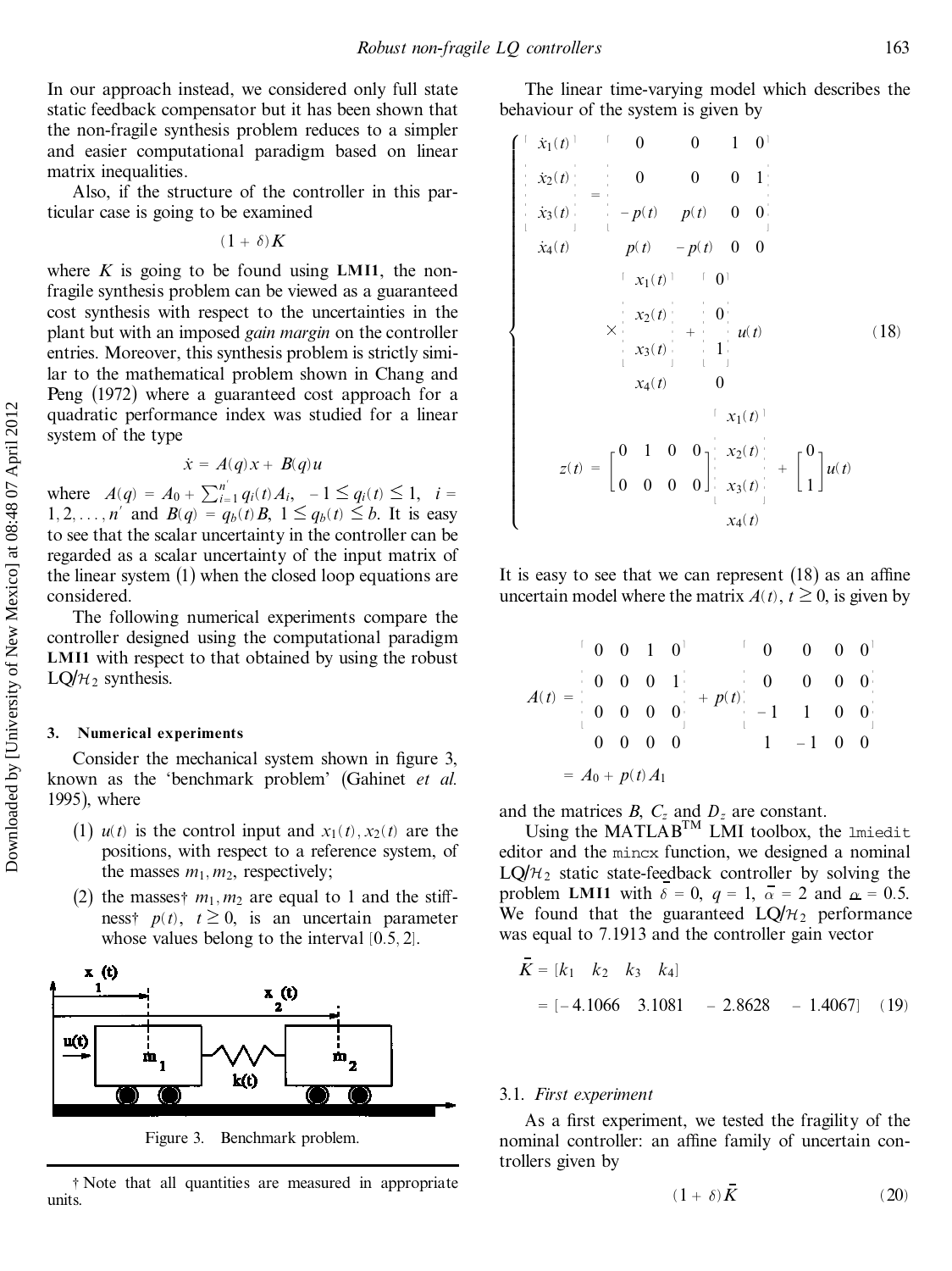In our approach instead, we considered only full state static feedback compensator but it has been shown that the non-fragile synthesis problem reduces to a simpler and easier computational paradigm based on linear matrix inequalities.

Also, if the structure of the controller in this particular case is going to be examined

$$(1+\delta)K$$

where $K$ is going to be found using **LMI1**, the non-fragile synthesis problem can be viewed as a guaranteed cost synthesis with respect to the uncertainties in the plant but with an imposed *gain margin* on the controller entries. Moreover, this synthesis problem is strictly similar to the mathematical problem shown in Chang and Peng (1972) where a guaranteed cost approach for a quadratic performance index was studied for a linear system of the type

$$\dot{x} = A(q)x + B(q)u$$

where $A(q) = A_0 + \sum_{i=1}^{n'} q_i(t)A_i, \quad -1 \le q_i(t) \le 1, \quad i = 1, 2, \ldots, n'$ and $B(q) = q_b(t)B, \ 1 \le q_b(t) \le b$. It is easy to see that the scalar uncertainty in the controller can be regarded as a scalar uncertainty of the input matrix of the linear system (1) when the closed loop equations are considered.

The following numerical experiments compare the controller designed using the computational paradigm **LMI1** with respect to that obtained by using the robust LQ/$\mathcal{H}_2$ synthesis.

### 3. Numerical experiments

Consider the mechanical system shown in figure 3, known as the 'benchmark problem' (Gahinet *et al.* 1995), where

(1) $u(t)$ is the control input and $x_1(t), x_2(t)$ are the positions, with respect to a reference system, of the masses $m_1, m_2$, respectively;

(2) the masses† $m_1, m_2$ are equal to 1 and the stiffness† $p(t), \ t \ge 0$, is an uncertain parameter whose values belong to the interval $[0.5, 2]$.

Figure 3. Benchmark problem.

† Note that all quantities are measured in appropriate units.

The linear time-varying model which describes the behaviour of the system is given by

$$\left\{\begin{aligned} \begin{bmatrix} \dot{x}_1(t) \\ \dot{x}_2(t) \\ \dot{x}_3(t) \\ \dot{x}_4(t) \end{bmatrix} &= \begin{bmatrix} 0 & 0 & 1 & 0 \\ 0 & 0 & 0 & 1 \\ -p(t) & p(t) & 0 & 0 \\ p(t) & -p(t) & 0 & 0 \end{bmatrix} \times \begin{bmatrix} x_1(t) \\ x_2(t) \\ x_3(t) \\ x_4(t) \end{bmatrix} + \begin{bmatrix} 0 \\ 0 \\ 1 \\ 0 \end{bmatrix} u(t) \\ z(t) &= \begin{bmatrix} 0 & 1 & 0 & 0 \\ 0 & 0 & 0 & 0 \end{bmatrix} \begin{bmatrix} x_1(t) \\ x_2(t) \\ x_3(t) \\ x_4(t) \end{bmatrix} + \begin{bmatrix} 0 \\ 1 \end{bmatrix} u(t) \end{aligned}\right. \tag{18}$$

It is easy to see that we can represent (18) as an affine uncertain model where the matrix $A(t), \ t \ge 0$, is given by

$$A(t) = \begin{bmatrix} 0 & 0 & 1 & 0 \\ 0 & 0 & 0 & 1 \\ 0 & 0 & 0 & 0 \\ 0 & 0 & 0 & 0 \end{bmatrix} + p(t) \begin{bmatrix} 0 & 0 & 0 & 0 \\ 0 & 0 & 0 & 0 \\ -1 & 1 & 0 & 0 \\ 1 & -1 & 0 & 0 \end{bmatrix} = A_0 + p(t)A_1$$

and the matrices $B$, $C_z$ and $D_z$ are constant.

Using the MATLAB™ LMI toolbox, the `lmiedit` editor and the `mincx` function, we designed a nominal LQ/$\mathcal{H}_2$ static state-feedback controller by solving the problem **LMI1** with $\bar{\delta} = 0$, $q = 1$, $\bar{\alpha} = 2$ and $\underline{\alpha} = 0.5$. We found that the guaranteed LQ/$\mathcal{H}_2$ performance was equal to 7.1913 and the controller gain vector

$$\begin{aligned} \bar{K} &= [k_1 \quad k_2 \quad k_3 \quad k_4] \\ &= [-4.1066 \quad 3.1081 \quad -2.8628 \quad -1.4067] \end{aligned} \tag{19}$$

#### 3.1. *First experiment*

As a first experiment, we tested the fragility of the nominal controller: an affine family of uncertain controllers given by

$$(1+\delta)\bar{K} \tag{20}$$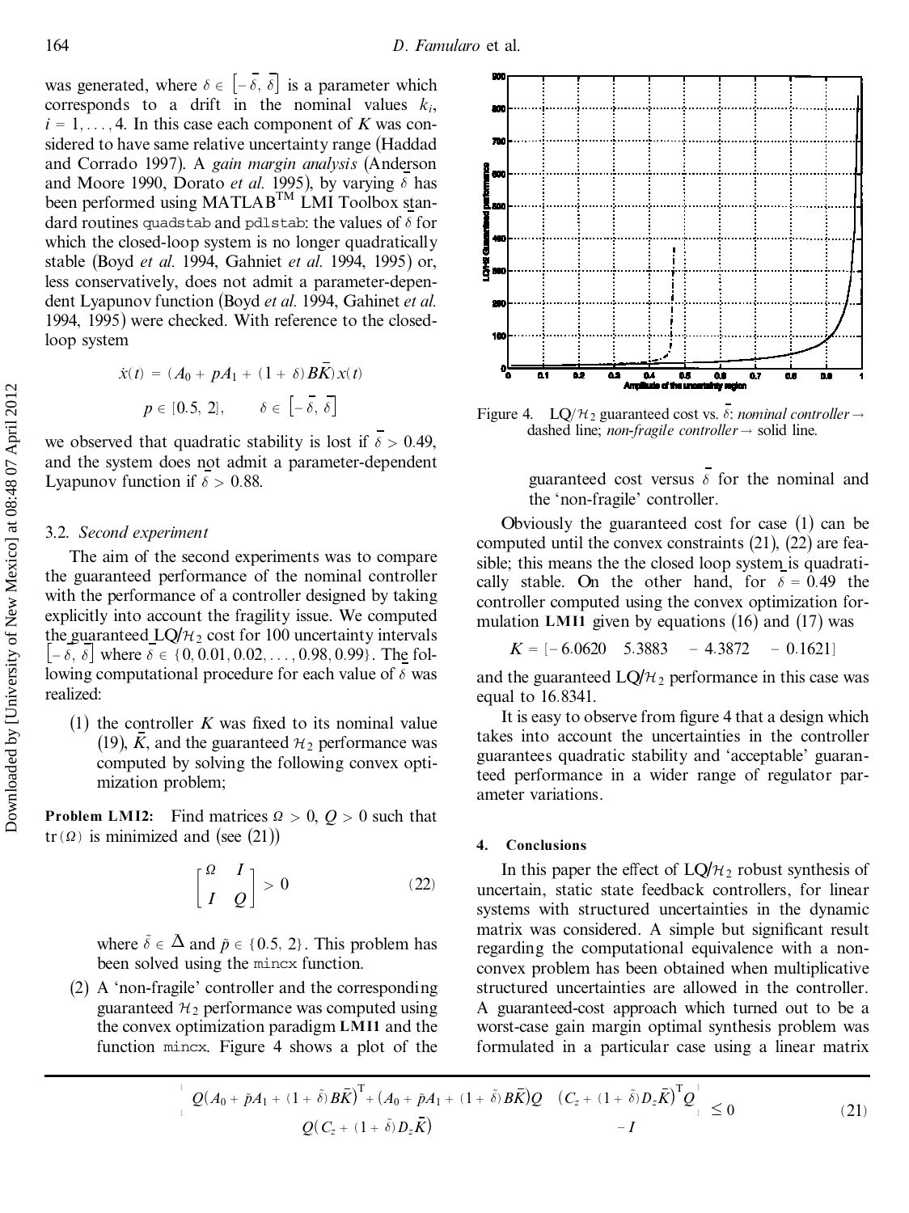was generated, where $\delta \in [-\bar{\delta}, \bar{\delta}]$ is a parameter which corresponds to a drift in the nominal values $k_i$, $i = 1, \ldots, 4$. In this case each component of $K$ was considered to have same relative uncertainty range (Haddad and Corrado 1997). A *gain margin analysis* (Anderson and Moore 1990, Dorato *et al.* 1995), by varying $\bar{\delta}$ has been performed using MATLAB™ LMI Toolbox standard routines `quadstab` and `pdlstab`: the values of $\bar{\delta}$ for which the closed-loop system is no longer quadratically stable (Boyd *et al.* 1994, Gahniet *et al.* 1994, 1995) or, less conservatively, does not admit a parameter-dependent Lyapunov function (Boyd *et al.* 1994, Gahinet *et al.* 1994, 1995) were checked. With reference to the closed-loop system

$$\dot{x}(t) = (A_0 + pA_1 + (1+\delta)B\bar{K})x(t)$$

$$p \in [0.5, 2], \qquad \delta \in [-\bar{\delta}, \bar{\delta}]$$

we observed that quadratic stability is lost if $\bar{\delta} > 0.49$, and the system does not admit a parameter-dependent Lyapunov function if $\bar{\delta} > 0.88$.

### 3.2. *Second experiment*

The aim of the second experiments was to compare the guaranteed performance of the nominal controller with the performance of a controller designed by taking explicitly into account the fragility issue. We computed the guaranteed LQ/$\mathcal{H}_2$ cost for 100 uncertainty intervals $[-\bar{\delta}, \bar{\delta}]$ where $\bar{\delta} \in \{0, 0.01, 0.02, \ldots, 0.98, 0.99\}$. The following computational procedure for each value of $\bar{\delta}$ was realized:

(1) the controller $K$ was fixed to its nominal value (19), $\bar{K}$, and the guaranteed $\mathcal{H}_2$ performance was computed by solving the following convex optimization problem;

**Problem LMI2:** Find matrices $\Omega > 0$, $Q > 0$ such that $\mathrm{tr}(\Omega)$ is minimized and (see (21))

$$\begin{bmatrix} \Omega & I \\ I & Q \end{bmatrix} > 0 \tag{22}$$

where $\tilde{\delta} \in \bar{\Delta}$ and $\tilde{p} \in \{0.5, 2\}$. This problem has been solved using the `mincx` function.

(2) A 'non-fragile' controller and the corresponding guaranteed $\mathcal{H}_2$ performance was computed using the convex optimization paradigm **LMI1** and the function `mincx`. Figure 4 shows a plot of the guaranteed cost versus $\bar{\delta}$ for the nominal and the 'non-fragile' controller.

Figure 4. LQ/$\mathcal{H}_2$ guaranteed cost vs. $\bar{\delta}$: *nominal controller* → dashed line; *non-fragile controller* → solid line.

Obviously the guaranteed cost for case (1) can be computed until the convex constraints (21), (22) are feasible; this means the the closed loop system is quadratically stable. On the other hand, for $\bar{\delta} = 0.49$ the controller computed using the convex optimization formulation **LMI1** given by equations (16) and (17) was

$$K = [-6.0620 \quad 5.3883 \quad -4.3872 \quad -0.1621]$$

and the guaranteed LQ/$\mathcal{H}_2$ performance in this case was equal to 16.8341.

It is easy to observe from figure 4 that a design which takes into account the uncertainties in the controller guarantees quadratic stability and 'acceptable' guaranteed performance in a wider range of regulator parameter variations.

## 4. Conclusions

In this paper the effect of LQ/$\mathcal{H}_2$ robust synthesis of uncertain, static state feedback controllers, for linear systems with structured uncertainties in the dynamic matrix was considered. A simple but significant result regarding the computational equivalence with a non-convex problem has been obtained when multiplicative structured uncertainties are allowed in the controller. A guaranteed-cost approach which turned out to be a worst-case gain margin optimal synthesis problem was formulated in a particular case using a linear matrix

$$\begin{bmatrix} Q(A_0 + \tilde{p}A_1 + (1+\tilde{\delta})B\bar{K})^{\mathrm{T}} + (A_0 + \tilde{p}A_1 + (1+\tilde{\delta})B\bar{K})Q & (C_z + (1+\tilde{\delta})D_z\bar{K})^{\mathrm{T}}Q \\ Q(C_z + (1+\tilde{\delta})D_z\bar{K}) & -I \end{bmatrix} \le 0 \tag{21}$$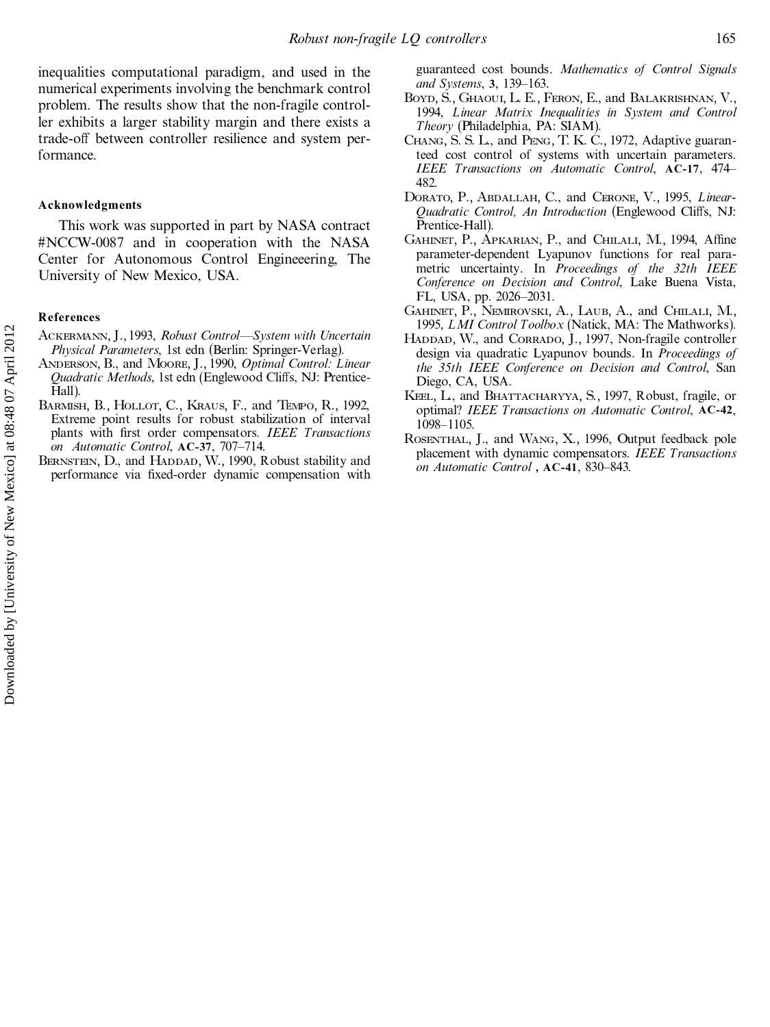inequalities computational paradigm, and used in the numerical experiments involving the benchmark control problem. The results show that the non-fragile controller exhibits a larger stability margin and there exists a trade-off between controller resilience and system performance.

### Acknowledgments

This work was supported in part by NASA contract #NCCW-0087 and in cooperation with the NASA Center for Autonomous Control Engineeering, The University of New Mexico, USA.

### References

Ackermann, J., 1993, *Robust Control—System with Uncertain Physical Parameters*, 1st edn (Berlin: Springer-Verlag).

Anderson, B., and Moore, J., 1990, *Optimal Control: Linear Quadratic Methods*, 1st edn (Englewood Cliffs, NJ: Prentice-Hall).

Barmish, B., Hollot, C., Kraus, F., and Tempo, R., 1992, Extreme point results for robust stabilization of interval plants with first order compensators. *IEEE Transactions on Automatic Control*, **AC-37**, 707–714.

Bernstein, D., and Haddad, W., 1990, Robust stability and performance via fixed-order dynamic compensation with guaranteed cost bounds. *Mathematics of Control Signals and Systems*, **3**, 139–163.

Boyd, S., Ghaoui, L. E., Feron, E., and Balakrishnan, V., 1994, *Linear Matrix Inequalities in System and Control Theory* (Philadelphia, PA: SIAM).

Chang, S. S. L., and Peng, T. K. C., 1972, Adaptive guaranteed cost control of systems with uncertain parameters. *IEEE Transactions on Automatic Control*, **AC-17**, 474–482.

Dorato, P., Abdallah, C., and Cerone, V., 1995, *Linear-Quadratic Control, An Introduction* (Englewood Cliffs, NJ: Prentice-Hall).

Gahinet, P., Apkarian, P., and Chilali, M., 1994, Affine parameter-dependent Lyapunov functions for real parametric uncertainty. In *Proceedings of the 32th IEEE Conference on Decision and Control*, Lake Buena Vista, FL, USA, pp. 2026–2031.

Gahinet, P., Nemirovski, A., Laub, A., and Chilali, M., 1995, *LMI Control Toolbox* (Natick, MA: The Mathworks).

Haddad, W., and Corrado, J., 1997, Non-fragile controller design via quadratic Lyapunov bounds. In *Proceedings of the 35th IEEE Conference on Decision and Control*, San Diego, CA, USA.

Keel, L., and Bhattacharyya, S., 1997, Robust, fragile, or optimal? *IEEE Transactions on Automatic Control*, **AC-42**, 1098–1105.

Rosenthal, J., and Wang, X., 1996, Output feedback pole placement with dynamic compensators. *IEEE Transactions on Automatic Control*, **AC-41**, 830–843.